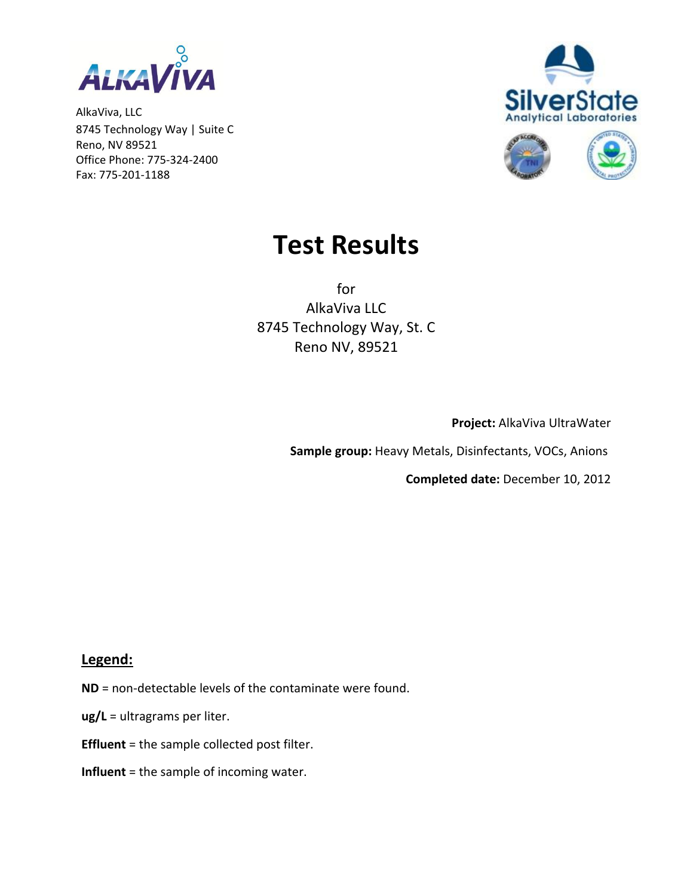AlkaViva, LLC
8745 Technology Way | Suite C
Reno, NV 89521
Office Phone: 775-324-2400
Fax: 775-201-1188

SilverState Analytical Laboratories

# Test Results

for
AlkaViva LLC
8745 Technology Way, St. C
Reno NV, 89521

**Project:** AlkaViva UltraWater

**Sample group:** Heavy Metals, Disinfectants, VOCs, Anions

**Completed date:** December 10, 2012

## Legend:

**ND** = non-detectable levels of the contaminate were found.

**ug/L** = ultragrams per liter.

**Effluent** = the sample collected post filter.

**Influent** = the sample of incoming water.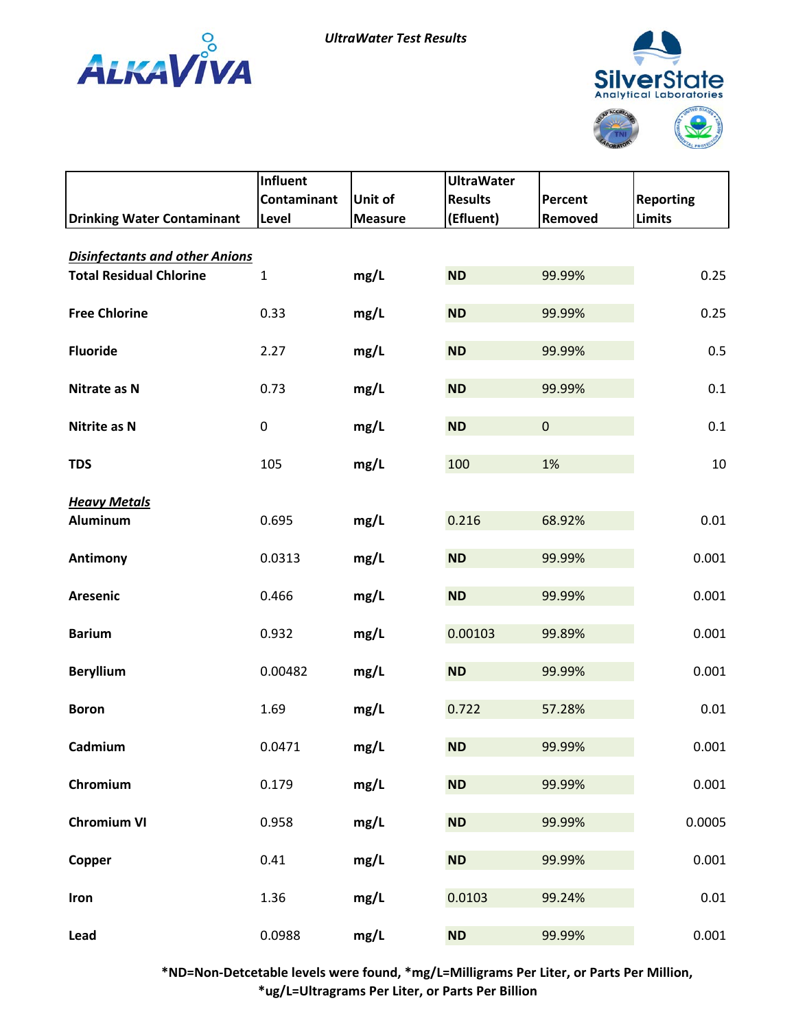*UltraWater Test Results*

ALKAVIVA

SilverState Analytical Laboratories

| Drinking Water Contaminant | Influent Contaminant Level | Unit of Measure | UltraWater Results (Efluent) | Percent Removed | Reporting Limits |
|---|---|---|---|---|---|
| ***Disinfectants and other Anions*** | | | | | |
| **Total Residual Chlorine** | 1 | **mg/L** | **ND** | 99.99% | 0.25 |
| **Free Chlorine** | 0.33 | **mg/L** | **ND** | 99.99% | 0.25 |
| **Fluoride** | 2.27 | **mg/L** | **ND** | 99.99% | 0.5 |
| **Nitrate as N** | 0.73 | **mg/L** | **ND** | 99.99% | 0.1 |
| **Nitrite as N** | 0 | **mg/L** | **ND** | 0 | 0.1 |
| **TDS** | 105 | **mg/L** | 100 | 1% | 10 |
| ***Heavy Metals*** | | | | | |
| **Aluminum** | 0.695 | **mg/L** | 0.216 | 68.92% | 0.01 |
| **Antimony** | 0.0313 | **mg/L** | **ND** | 99.99% | 0.001 |
| **Aresenic** | 0.466 | **mg/L** | **ND** | 99.99% | 0.001 |
| **Barium** | 0.932 | **mg/L** | 0.00103 | 99.89% | 0.001 |
| **Beryllium** | 0.00482 | **mg/L** | **ND** | 99.99% | 0.001 |
| **Boron** | 1.69 | **mg/L** | 0.722 | 57.28% | 0.01 |
| **Cadmium** | 0.0471 | **mg/L** | **ND** | 99.99% | 0.001 |
| **Chromium** | 0.179 | **mg/L** | **ND** | 99.99% | 0.001 |
| **Chromium VI** | 0.958 | **mg/L** | **ND** | 99.99% | 0.0005 |
| **Copper** | 0.41 | **mg/L** | **ND** | 99.99% | 0.001 |
| **Iron** | 1.36 | **mg/L** | 0.0103 | 99.24% | 0.01 |
| **Lead** | 0.0988 | **mg/L** | **ND** | 99.99% | 0.001 |

**\*ND=Non-Detcetable levels were found, \*mg/L=Milligrams Per Liter, or Parts Per Million, \*ug/L=Ultragrams Per Liter, or Parts Per Billion**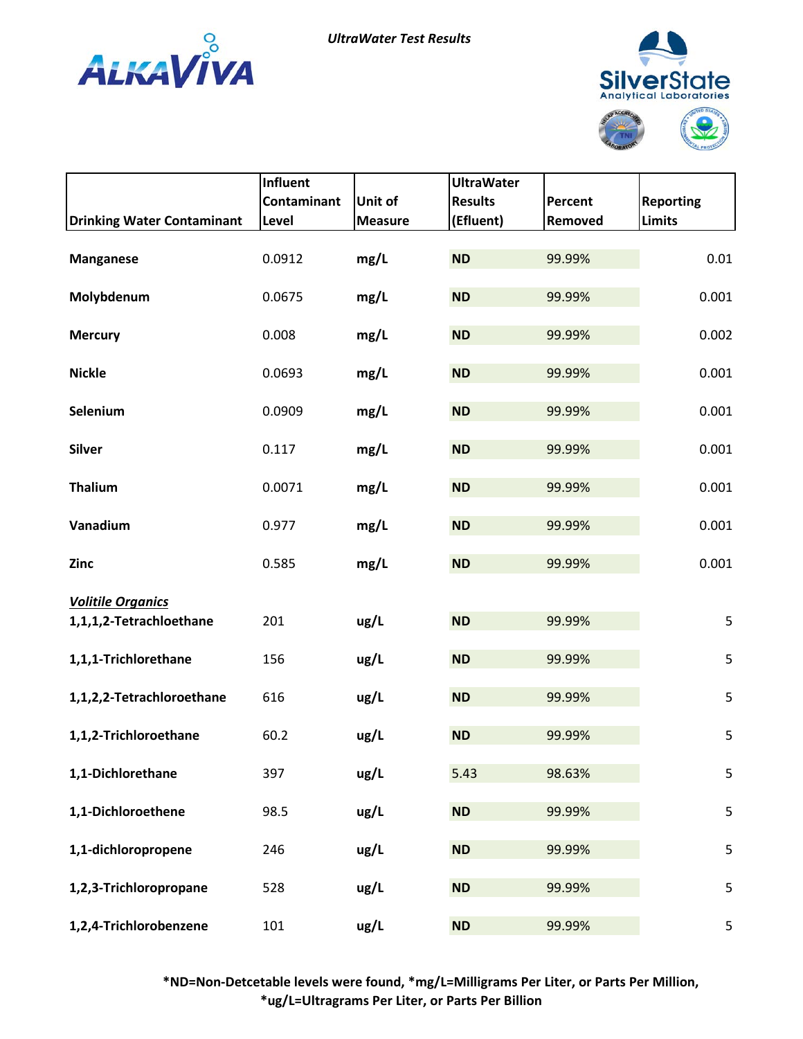*UltraWater Test Results*

| Drinking Water Contaminant | Influent Contaminant Level | Unit of Measure | UltraWater Results (Efluent) | Percent Removed | Reporting Limits |
|---|---|---|---|---|---|
| **Manganese** | 0.0912 | **mg/L** | **ND** | 99.99% | 0.01 |
| **Molybdenum** | 0.0675 | **mg/L** | **ND** | 99.99% | 0.001 |
| **Mercury** | 0.008 | **mg/L** | **ND** | 99.99% | 0.002 |
| **Nickle** | 0.0693 | **mg/L** | **ND** | 99.99% | 0.001 |
| **Selenium** | 0.0909 | **mg/L** | **ND** | 99.99% | 0.001 |
| **Silver** | 0.117 | **mg/L** | **ND** | 99.99% | 0.001 |
| **Thalium** | 0.0071 | **mg/L** | **ND** | 99.99% | 0.001 |
| **Vanadium** | 0.977 | **mg/L** | **ND** | 99.99% | 0.001 |
| **Zinc** | 0.585 | **mg/L** | **ND** | 99.99% | 0.001 |
| ***Volitile Organics*** | | | | | |
| **1,1,1,2-Tetrachloethane** | 201 | **ug/L** | **ND** | 99.99% | 5 |
| **1,1,1-Trichlorethane** | 156 | **ug/L** | **ND** | 99.99% | 5 |
| **1,1,2,2-Tetrachloroethane** | 616 | **ug/L** | **ND** | 99.99% | 5 |
| **1,1,2-Trichloroethane** | 60.2 | **ug/L** | **ND** | 99.99% | 5 |
| **1,1-Dichlorethane** | 397 | **ug/L** | 5.43 | 98.63% | 5 |
| **1,1-Dichloroethene** | 98.5 | **ug/L** | **ND** | 99.99% | 5 |
| **1,1-dichloropropene** | 246 | **ug/L** | **ND** | 99.99% | 5 |
| **1,2,3-Trichloropropane** | 528 | **ug/L** | **ND** | 99.99% | 5 |
| **1,2,4-Trichlorobenzene** | 101 | **ug/L** | **ND** | 99.99% | 5 |

**\*ND=Non-Detcetable levels were found, \*mg/L=Milligrams Per Liter, or Parts Per Million, \*ug/L=Ultragrams Per Liter, or Parts Per Billion**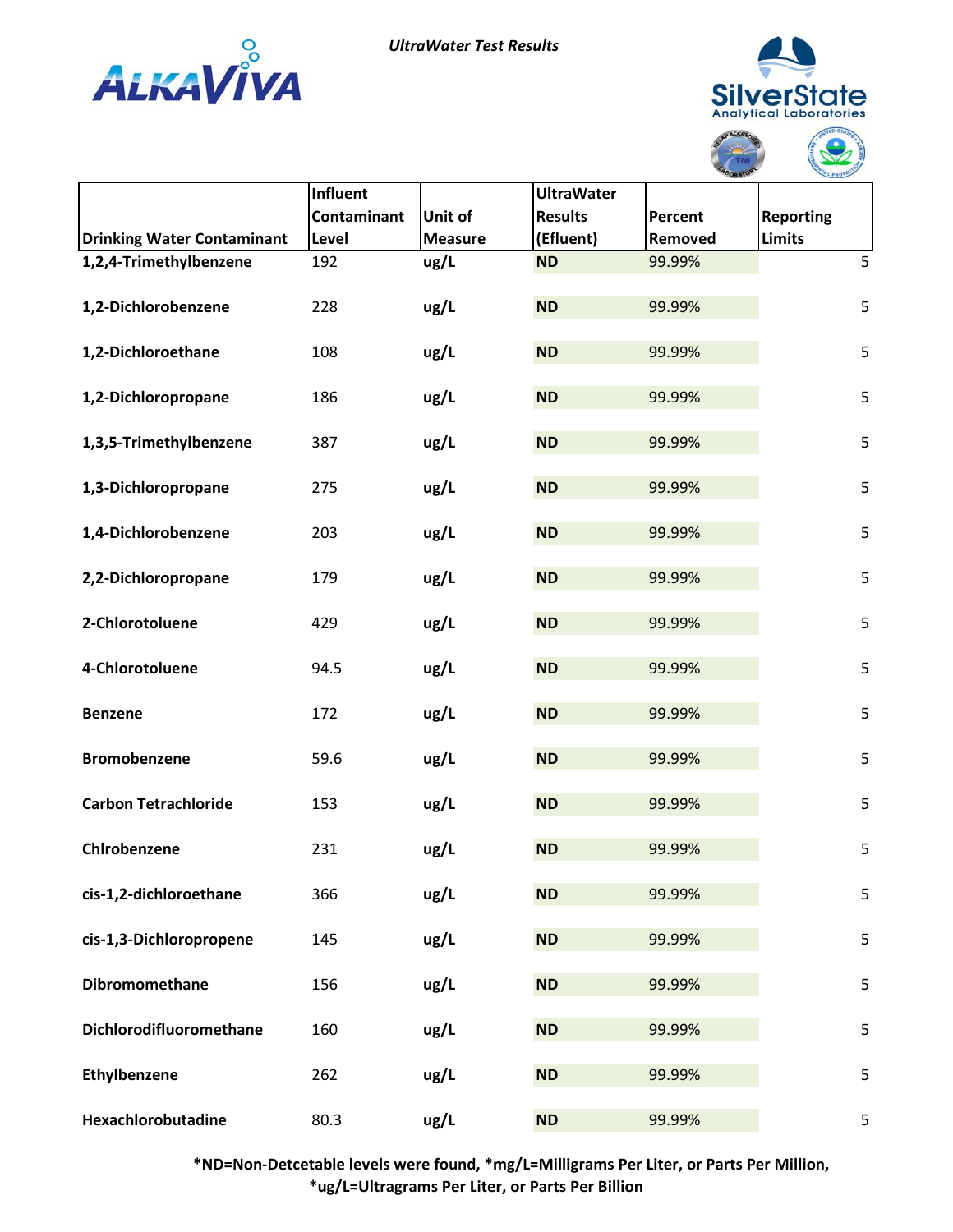*UltraWater Test Results*

| Drinking Water Contaminant | Influent Contaminant Level | Unit of Measure | UltraWater Results (Efluent) | Percent Removed | Reporting Limits |
|---|---|---|---|---|---|
| **1,2,4-Trimethylbenzene** | 192 | **ug/L** | **ND** | 99.99% | 5 |
| **1,2-Dichlorobenzene** | 228 | **ug/L** | **ND** | 99.99% | 5 |
| **1,2-Dichloroethane** | 108 | **ug/L** | **ND** | 99.99% | 5 |
| **1,2-Dichloropropane** | 186 | **ug/L** | **ND** | 99.99% | 5 |
| **1,3,5-Trimethylbenzene** | 387 | **ug/L** | **ND** | 99.99% | 5 |
| **1,3-Dichloropropane** | 275 | **ug/L** | **ND** | 99.99% | 5 |
| **1,4-Dichlorobenzene** | 203 | **ug/L** | **ND** | 99.99% | 5 |
| **2,2-Dichloropropane** | 179 | **ug/L** | **ND** | 99.99% | 5 |
| **2-Chlorotoluene** | 429 | **ug/L** | **ND** | 99.99% | 5 |
| **4-Chlorotoluene** | 94.5 | **ug/L** | **ND** | 99.99% | 5 |
| **Benzene** | 172 | **ug/L** | **ND** | 99.99% | 5 |
| **Bromobenzene** | 59.6 | **ug/L** | **ND** | 99.99% | 5 |
| **Carbon Tetrachloride** | 153 | **ug/L** | **ND** | 99.99% | 5 |
| **Chlrobenzene** | 231 | **ug/L** | **ND** | 99.99% | 5 |
| **cis-1,2-dichloroethane** | 366 | **ug/L** | **ND** | 99.99% | 5 |
| **cis-1,3-Dichloropropene** | 145 | **ug/L** | **ND** | 99.99% | 5 |
| **Dibromomethane** | 156 | **ug/L** | **ND** | 99.99% | 5 |
| **Dichlorodifluoromethane** | 160 | **ug/L** | **ND** | 99.99% | 5 |
| **Ethylbenzene** | 262 | **ug/L** | **ND** | 99.99% | 5 |
| **Hexachlorobutadine** | 80.3 | **ug/L** | **ND** | 99.99% | 5 |

**\*ND=Non-Detcetable levels were found, \*mg/L=Milligrams Per Liter, or Parts Per Million, \*ug/L=Ultragrams Per Liter, or Parts Per Billion**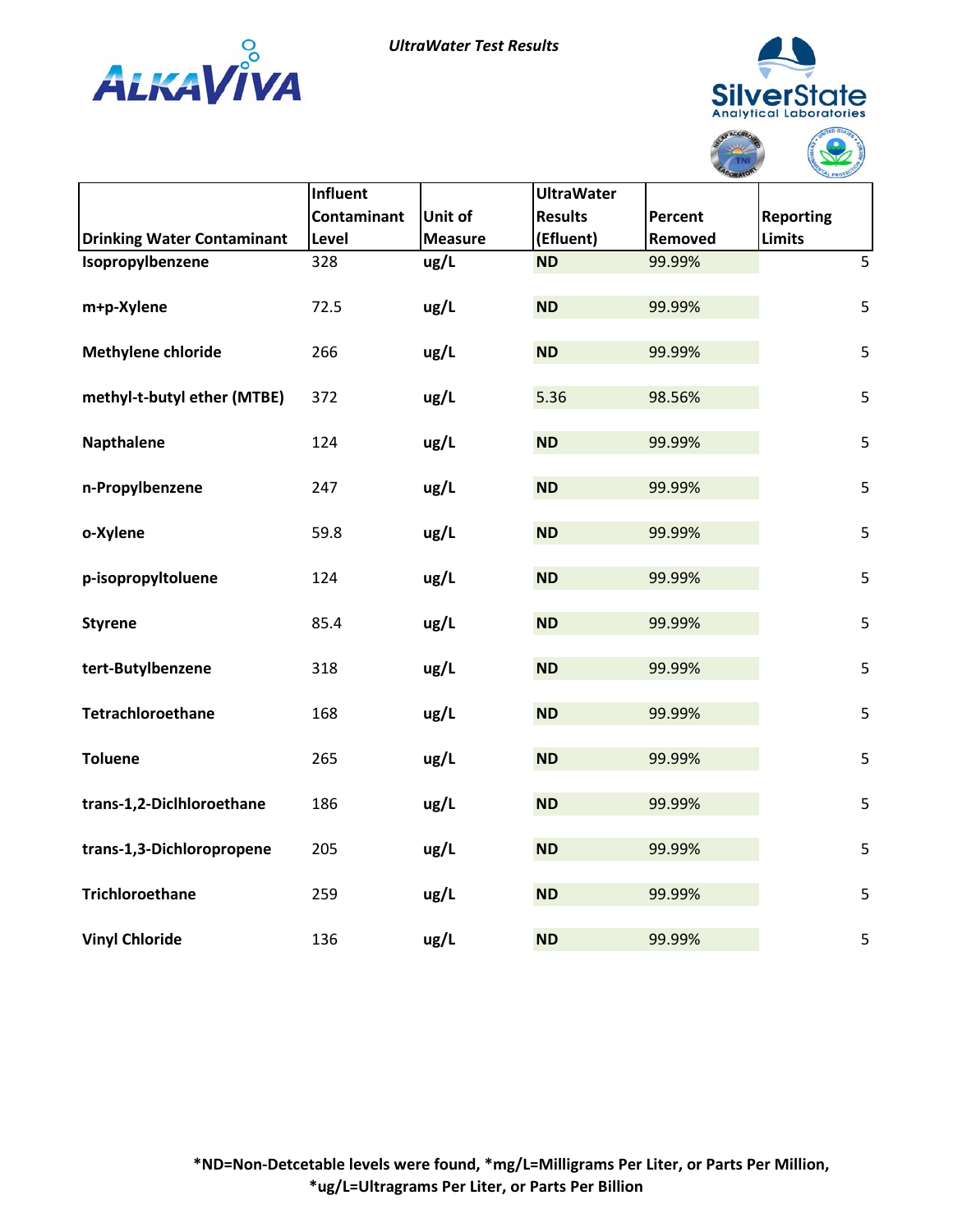*UltraWater Test Results*

| Drinking Water Contaminant | Influent Contaminant Level | Unit of Measure | UltraWater Results (Efluent) | Percent Removed | Reporting Limits |
|---|---|---|---|---|---|
| **Isopropylbenzene** | 328 | **ug/L** | **ND** | 99.99% | 5 |
| **m+p-Xylene** | 72.5 | **ug/L** | **ND** | 99.99% | 5 |
| **Methylene chloride** | 266 | **ug/L** | **ND** | 99.99% | 5 |
| **methyl-t-butyl ether (MTBE)** | 372 | **ug/L** | 5.36 | 98.56% | 5 |
| **Napthalene** | 124 | **ug/L** | **ND** | 99.99% | 5 |
| **n-Propylbenzene** | 247 | **ug/L** | **ND** | 99.99% | 5 |
| **o-Xylene** | 59.8 | **ug/L** | **ND** | 99.99% | 5 |
| **p-isopropyltoluene** | 124 | **ug/L** | **ND** | 99.99% | 5 |
| **Styrene** | 85.4 | **ug/L** | **ND** | 99.99% | 5 |
| **tert-Butylbenzene** | 318 | **ug/L** | **ND** | 99.99% | 5 |
| **Tetrachloroethane** | 168 | **ug/L** | **ND** | 99.99% | 5 |
| **Toluene** | 265 | **ug/L** | **ND** | 99.99% | 5 |
| **trans-1,2-Diclhloroethane** | 186 | **ug/L** | **ND** | 99.99% | 5 |
| **trans-1,3-Dichloropropene** | 205 | **ug/L** | **ND** | 99.99% | 5 |
| **Trichloroethane** | 259 | **ug/L** | **ND** | 99.99% | 5 |
| **Vinyl Chloride** | 136 | **ug/L** | **ND** | 99.99% | 5 |

**\*ND=Non-Detcetable levels were found, \*mg/L=Milligrams Per Liter, or Parts Per Million, \*ug/L=Ultragrams Per Liter, or Parts Per Billion**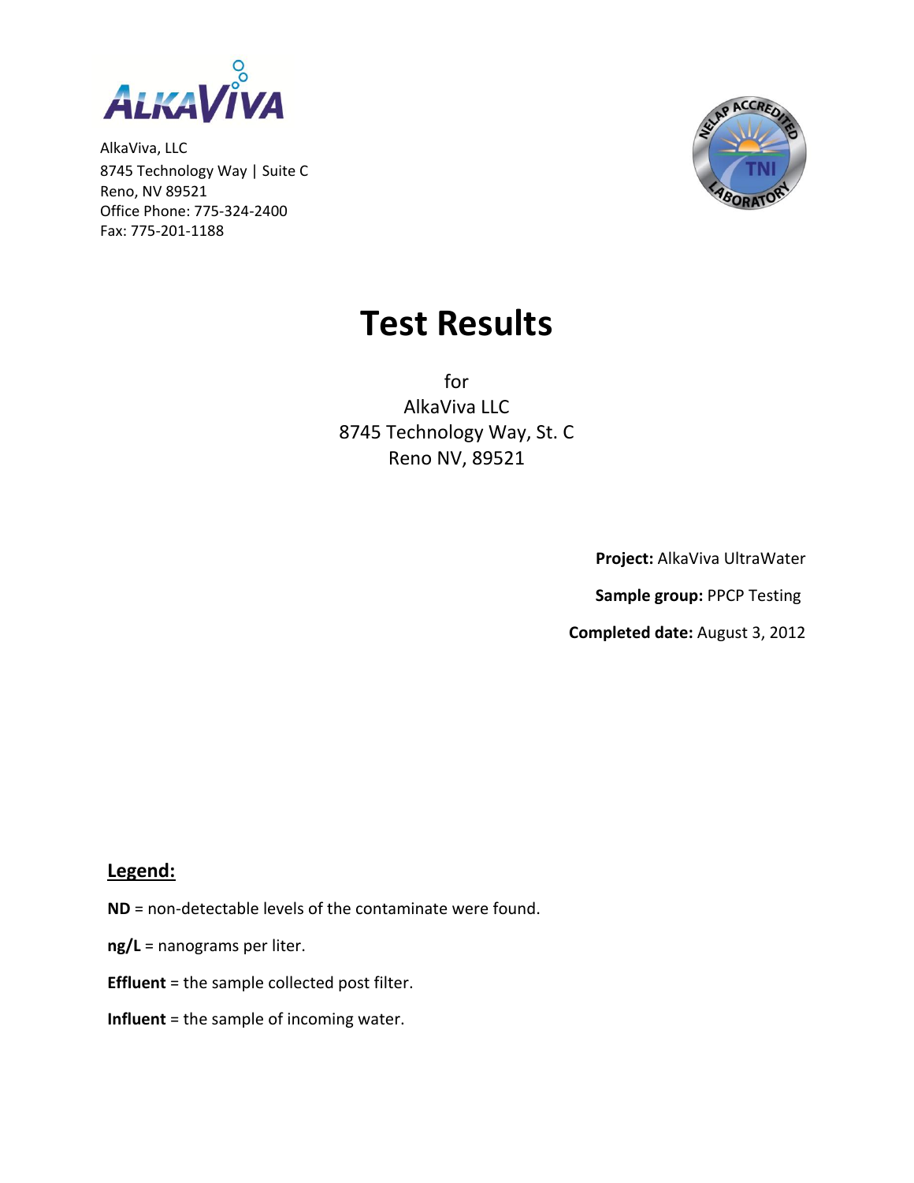AlkaViva, LLC
8745 Technology Way | Suite C
Reno, NV 89521
Office Phone: 775-324-2400
Fax: 775-201-1188

# Test Results

for
AlkaViva LLC
8745 Technology Way, St. C
Reno NV, 89521

**Project:** AlkaViva UltraWater

**Sample group:** PPCP Testing

**Completed date:** August 3, 2012

## Legend:

**ND** = non-detectable levels of the contaminate were found.

**ng/L** = nanograms per liter.

**Effluent** = the sample collected post filter.

**Influent** = the sample of incoming water.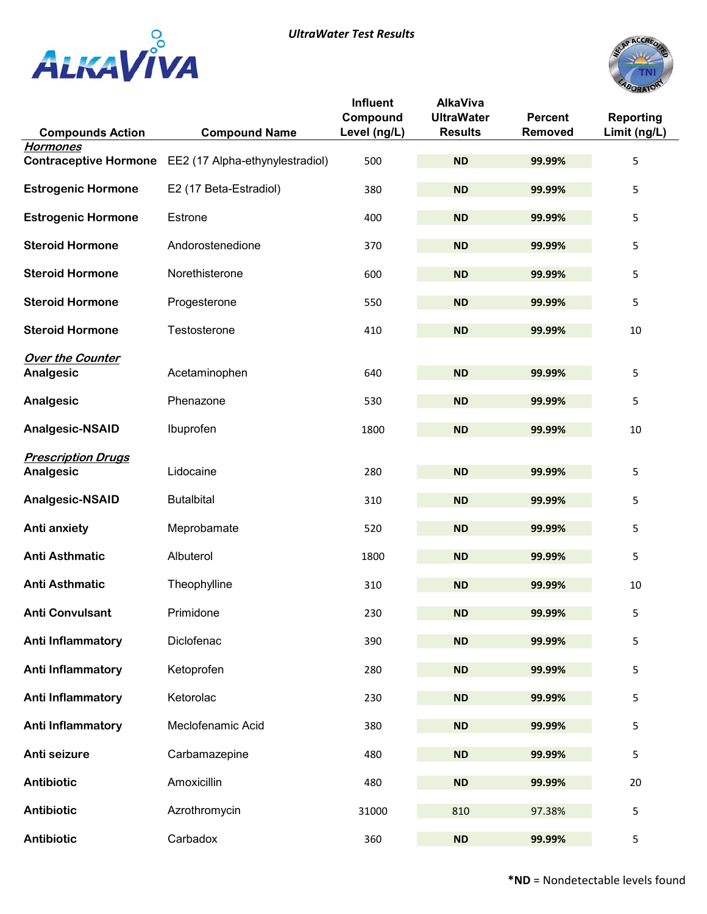*UltraWater Test Results*

ALKAVIVA

| Compounds Action | Compound Name | Influent Compound Level (ng/L) | AlkaViva UltraWater Results | Percent Removed | Reporting Limit (ng/L) |
|---|---|---|---|---|---|
| ***Hormones*** | | | | | |
| **Contraceptive Hormone** | EE2 (17 Alpha-ethynylestradiol) | 500 | **ND** | **99.99%** | 5 |
| **Estrogenic Hormone** | E2 (17 Beta-Estradiol) | 380 | **ND** | **99.99%** | 5 |
| **Estrogenic Hormone** | Estrone | 400 | **ND** | **99.99%** | 5 |
| **Steroid Hormone** | Andorostenedione | 370 | **ND** | **99.99%** | 5 |
| **Steroid Hormone** | Norethisterone | 600 | **ND** | **99.99%** | 5 |
| **Steroid Hormone** | Progesterone | 550 | **ND** | **99.99%** | 5 |
| **Steroid Hormone** | Testosterone | 410 | **ND** | **99.99%** | 10 |
| ***Over the Counter*** | | | | | |
| **Analgesic** | Acetaminophen | 640 | **ND** | **99.99%** | 5 |
| **Analgesic** | Phenazone | 530 | **ND** | **99.99%** | 5 |
| **Analgesic-NSAID** | Ibuprofen | 1800 | **ND** | **99.99%** | 10 |
| ***Prescription Drugs*** | | | | | |
| **Analgesic** | Lidocaine | 280 | **ND** | **99.99%** | 5 |
| **Analgesic-NSAID** | Butalbital | 310 | **ND** | **99.99%** | 5 |
| **Anti anxiety** | Meprobamate | 520 | **ND** | **99.99%** | 5 |
| **Anti Asthmatic** | Albuterol | 1800 | **ND** | **99.99%** | 5 |
| **Anti Asthmatic** | Theophylline | 310 | **ND** | **99.99%** | 10 |
| **Anti Convulsant** | Primidone | 230 | **ND** | **99.99%** | 5 |
| **Anti Inflammatory** | Diclofenac | 390 | **ND** | **99.99%** | 5 |
| **Anti Inflammatory** | Ketoprofen | 280 | **ND** | **99.99%** | 5 |
| **Anti Inflammatory** | Ketorolac | 230 | **ND** | **99.99%** | 5 |
| **Anti Inflammatory** | Meclofenamic Acid | 380 | **ND** | **99.99%** | 5 |
| **Anti seizure** | Carbamazepine | 480 | **ND** | **99.99%** | 5 |
| **Antibiotic** | Amoxicillin | 480 | **ND** | **99.99%** | 20 |
| **Antibiotic** | Azrothromycin | 31000 | 810 | 97.38% | 5 |
| **Antibiotic** | Carbadox | 360 | **ND** | **99.99%** | 5 |

***ND** = Nondetectable levels found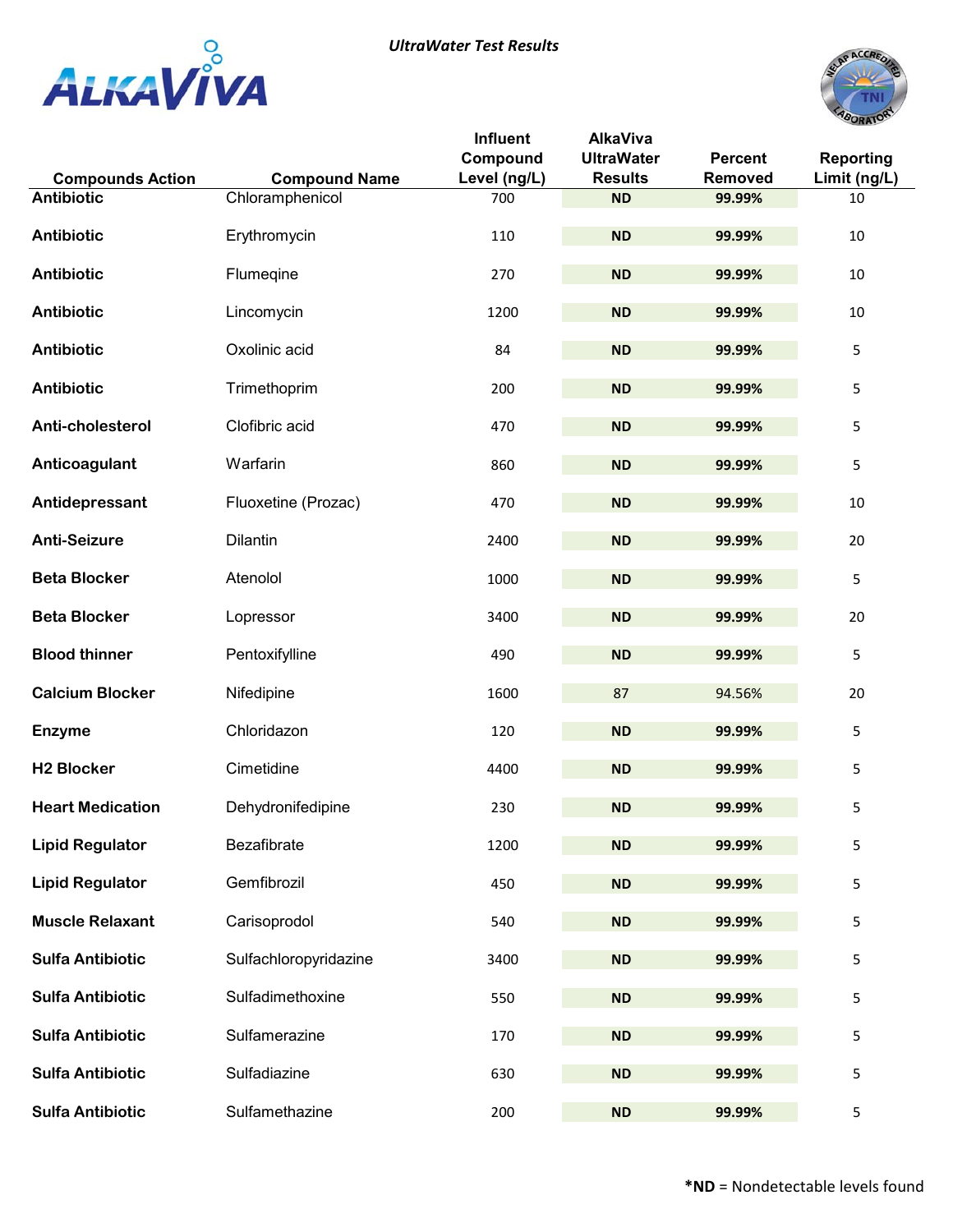*UltraWater Test Results*

| Compounds Action | Compound Name | Influent Compound Level (ng/L) | AlkaViva UltraWater Results | Percent Removed | Reporting Limit (ng/L) |
|---|---|---|---|---|---|
| **Antibiotic** | Chloramphenicol | 700 | **ND** | **99.99%** | 10 |
| **Antibiotic** | Erythromycin | 110 | **ND** | **99.99%** | 10 |
| **Antibiotic** | Flumeqine | 270 | **ND** | **99.99%** | 10 |
| **Antibiotic** | Lincomycin | 1200 | **ND** | **99.99%** | 10 |
| **Antibiotic** | Oxolinic acid | 84 | **ND** | **99.99%** | 5 |
| **Antibiotic** | Trimethoprim | 200 | **ND** | **99.99%** | 5 |
| **Anti-cholesterol** | Clofibric acid | 470 | **ND** | **99.99%** | 5 |
| **Anticoagulant** | Warfarin | 860 | **ND** | **99.99%** | 5 |
| **Antidepressant** | Fluoxetine (Prozac) | 470 | **ND** | **99.99%** | 10 |
| **Anti-Seizure** | Dilantin | 2400 | **ND** | **99.99%** | 20 |
| **Beta Blocker** | Atenolol | 1000 | **ND** | **99.99%** | 5 |
| **Beta Blocker** | Lopressor | 3400 | **ND** | **99.99%** | 20 |
| **Blood thinner** | Pentoxifylline | 490 | **ND** | **99.99%** | 5 |
| **Calcium Blocker** | Nifedipine | 1600 | 87 | 94.56% | 20 |
| **Enzyme** | Chloridazon | 120 | **ND** | **99.99%** | 5 |
| **H2 Blocker** | Cimetidine | 4400 | **ND** | **99.99%** | 5 |
| **Heart Medication** | Dehydronifedipine | 230 | **ND** | **99.99%** | 5 |
| **Lipid Regulator** | Bezafibrate | 1200 | **ND** | **99.99%** | 5 |
| **Lipid Regulator** | Gemfibrozil | 450 | **ND** | **99.99%** | 5 |
| **Muscle Relaxant** | Carisoprodol | 540 | **ND** | **99.99%** | 5 |
| **Sulfa Antibiotic** | Sulfachloropyridazine | 3400 | **ND** | **99.99%** | 5 |
| **Sulfa Antibiotic** | Sulfadimethoxine | 550 | **ND** | **99.99%** | 5 |
| **Sulfa Antibiotic** | Sulfamerazine | 170 | **ND** | **99.99%** | 5 |
| **Sulfa Antibiotic** | Sulfadiazine | 630 | **ND** | **99.99%** | 5 |
| **Sulfa Antibiotic** | Sulfamethazine | 200 | **ND** | **99.99%** | 5 |

***ND** = Nondetectable levels found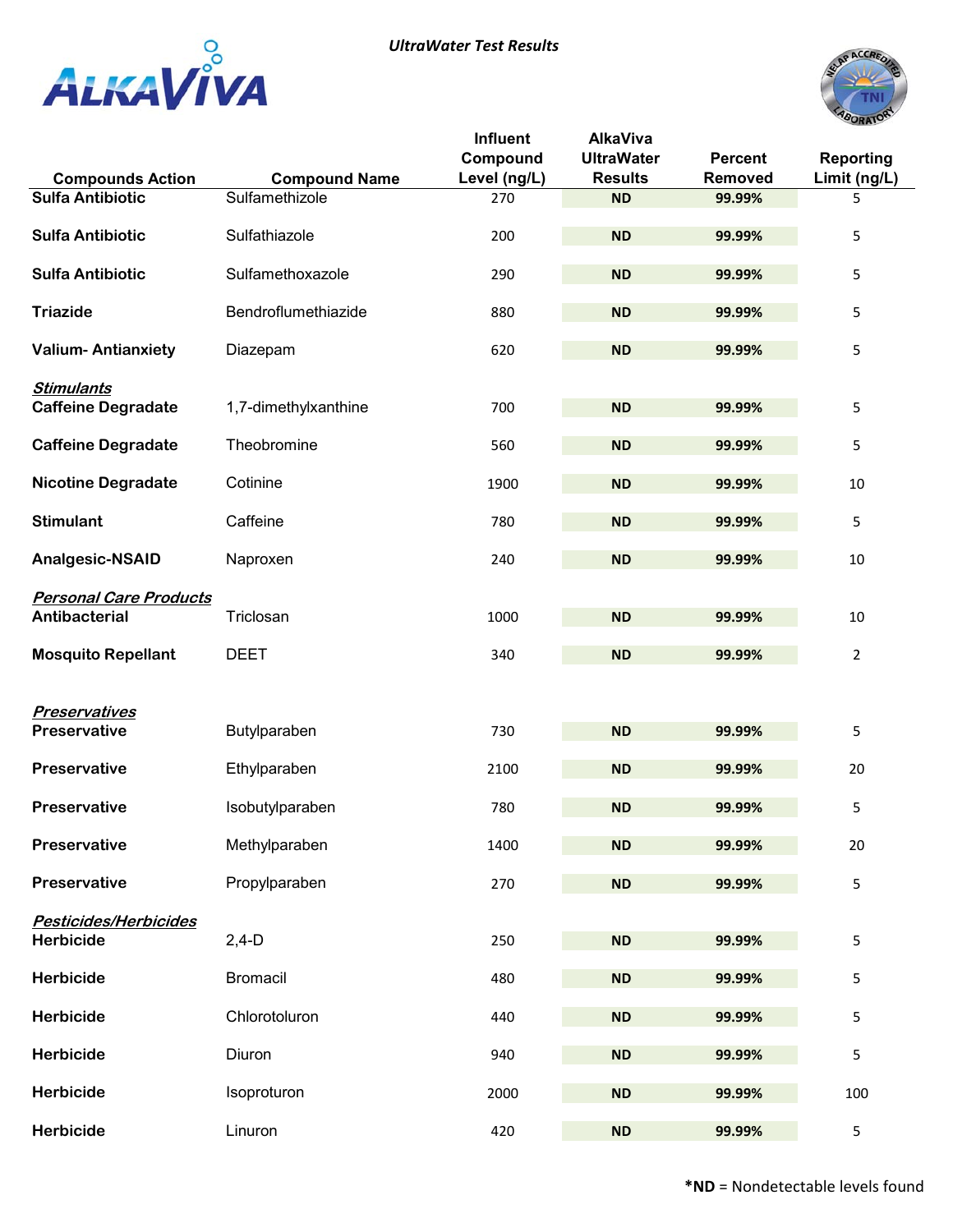*UltraWater Test Results*

| Compounds Action | Compound Name | Influent Compound Level (ng/L) | AlkaViva UltraWater Results | Percent Removed | Reporting Limit (ng/L) |
|---|---|---|---|---|---|
| **Sulfa Antibiotic** | Sulfamethizole | 270 | **ND** | **99.99%** | 5 |
| **Sulfa Antibiotic** | Sulfathiazole | 200 | **ND** | **99.99%** | 5 |
| **Sulfa Antibiotic** | Sulfamethoxazole | 290 | **ND** | **99.99%** | 5 |
| **Triazide** | Bendroflumethiazide | 880 | **ND** | **99.99%** | 5 |
| **Valium- Antianxiety** | Diazepam | 620 | **ND** | **99.99%** | 5 |
| ***Stimulants*** | | | | | |
| **Caffeine Degradate** | 1,7-dimethylxanthine | 700 | **ND** | **99.99%** | 5 |
| **Caffeine Degradate** | Theobromine | 560 | **ND** | **99.99%** | 5 |
| **Nicotine Degradate** | Cotinine | 1900 | **ND** | **99.99%** | 10 |
| **Stimulant** | Caffeine | 780 | **ND** | **99.99%** | 5 |
| **Analgesic-NSAID** | Naproxen | 240 | **ND** | **99.99%** | 10 |
| ***Personal Care Products*** | | | | | |
| **Antibacterial** | Triclosan | 1000 | **ND** | **99.99%** | 10 |
| **Mosquito Repellant** | DEET | 340 | **ND** | **99.99%** | 2 |
| ***Preservatives*** | | | | | |
| **Preservative** | Butylparaben | 730 | **ND** | **99.99%** | 5 |
| **Preservative** | Ethylparaben | 2100 | **ND** | **99.99%** | 20 |
| **Preservative** | Isobutylparaben | 780 | **ND** | **99.99%** | 5 |
| **Preservative** | Methylparaben | 1400 | **ND** | **99.99%** | 20 |
| **Preservative** | Propylparaben | 270 | **ND** | **99.99%** | 5 |
| ***Pesticides/Herbicides*** | | | | | |
| **Herbicide** | 2,4-D | 250 | **ND** | **99.99%** | 5 |
| **Herbicide** | Bromacil | 480 | **ND** | **99.99%** | 5 |
| **Herbicide** | Chlorotoluron | 440 | **ND** | **99.99%** | 5 |
| **Herbicide** | Diuron | 940 | **ND** | **99.99%** | 5 |
| **Herbicide** | Isoproturon | 2000 | **ND** | **99.99%** | 100 |
| **Herbicide** | Linuron | 420 | **ND** | **99.99%** | 5 |

***ND** = Nondetectable levels found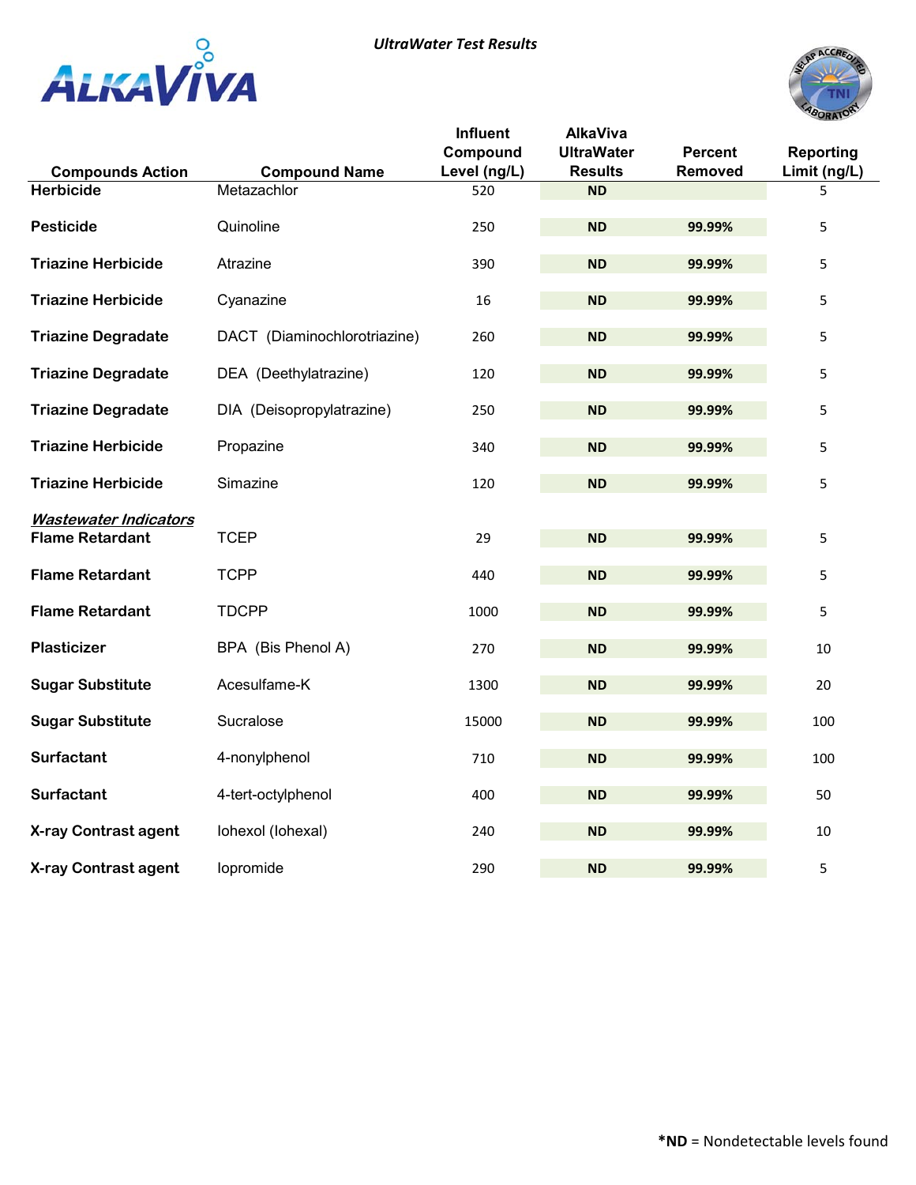*UltraWater Test Results*

| Compounds Action | Compound Name | Influent Compound Level (ng/L) | AlkaViva UltraWater Results | Percent Removed | Reporting Limit (ng/L) |
|---|---|---|---|---|---|
| **Herbicide** | Metazachlor | 520 | **ND** | | 5 |
| **Pesticide** | Quinoline | 250 | **ND** | **99.99%** | 5 |
| **Triazine Herbicide** | Atrazine | 390 | **ND** | **99.99%** | 5 |
| **Triazine Herbicide** | Cyanazine | 16 | **ND** | **99.99%** | 5 |
| **Triazine Degradate** | DACT (Diaminochlorotriazine) | 260 | **ND** | **99.99%** | 5 |
| **Triazine Degradate** | DEA (Deethylatrazine) | 120 | **ND** | **99.99%** | 5 |
| **Triazine Degradate** | DIA (Deisopropylatrazine) | 250 | **ND** | **99.99%** | 5 |
| **Triazine Herbicide** | Propazine | 340 | **ND** | **99.99%** | 5 |
| **Triazine Herbicide** | Simazine | 120 | **ND** | **99.99%** | 5 |
| ***Wastewater Indicators*** | | | | | |
| **Flame Retardant** | TCEP | 29 | **ND** | **99.99%** | 5 |
| **Flame Retardant** | TCPP | 440 | **ND** | **99.99%** | 5 |
| **Flame Retardant** | TDCPP | 1000 | **ND** | **99.99%** | 5 |
| **Plasticizer** | BPA (Bis Phenol A) | 270 | **ND** | **99.99%** | 10 |
| **Sugar Substitute** | Acesulfame-K | 1300 | **ND** | **99.99%** | 20 |
| **Sugar Substitute** | Sucralose | 15000 | **ND** | **99.99%** | 100 |
| **Surfactant** | 4-nonylphenol | 710 | **ND** | **99.99%** | 100 |
| **Surfactant** | 4-tert-octylphenol | 400 | **ND** | **99.99%** | 50 |
| **X-ray Contrast agent** | Iohexol (Iohexal) | 240 | **ND** | **99.99%** | 10 |
| **X-ray Contrast agent** | Iopromide | 290 | **ND** | **99.99%** | 5 |

***ND** = Nondetectable levels found